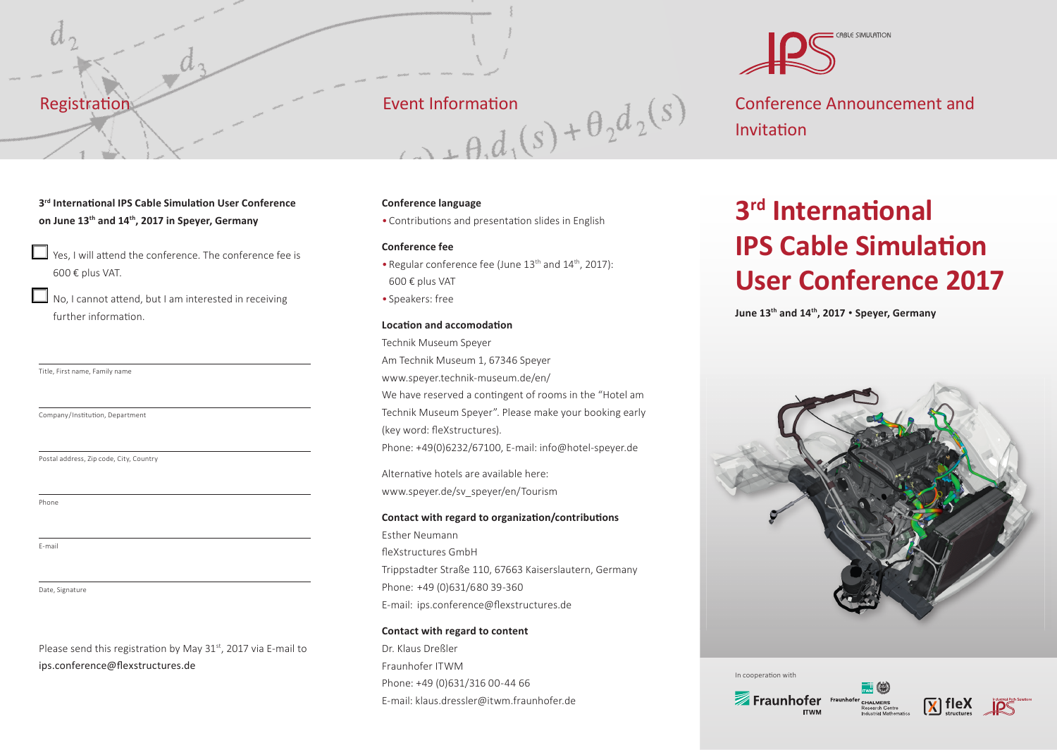## Registration

**3rd International IPS Cable Simulation User Conference on June 13th and 14th, 2017 in Speyer, Germany**

☐ Yes, I will attend the conference. The conference fee is 600 € plus VAT.

☐ No, I cannot attend, but I am interested in receiving further information.

Title, First name, Family name

Company/Institution, Department

Postal address, Zip code, City, Country

Phone

E-mail

Date, Signature

Please send this registration by May 31st, 2017 via E-mail to ips.conference@flexstructures.de

## Event Information

**Conference language**

- Contributions and presentation slides in English

**Conference fee**

- Regular conference fee (June 13th and 14th, 2017): 600 € plus VAT
- Speakers: free

**Location and accomodation**

Technik Museum Speyer
Am Technik Museum 1, 67346 Speyer
www.speyer.technik-museum.de/en/
We have reserved a contingent of rooms in the "Hotel am Technik Museum Speyer". Please make your booking early (key word: fleXstructures).
Phone: +49(0)6232/67100, E-mail: info@hotel-speyer.de

Alternative hotels are available here:
www.speyer.de/sv_speyer/en/Tourism

**Contact with regard to organization/contributions**

Esther Neumann
fleXstructures GmbH
Trippstadter Straße 110, 67663 Kaiserslautern, Germany
Phone: +49 (0)631/680 39-360
E-mail: ips.conference@flexstructures.de

**Contact with regard to content**

Dr. Klaus Dreßler
Fraunhofer ITWM
Phone: +49 (0)631/316 00-44 66
E-mail: klaus.dressler@itwm.fraunhofer.de

IPS CABLE SIMULATION

## Conference Announcement and Invitation

# 3rd International IPS Cable Simulation User Conference 2017

**June 13th and 14th, 2017 • Speyer, Germany**

In cooperation with

Fraunhofer ITWM · Fraunhofer Chalmers Research Centre Industrial Mathematics · fleX structures · IPS Industrial Path Solutions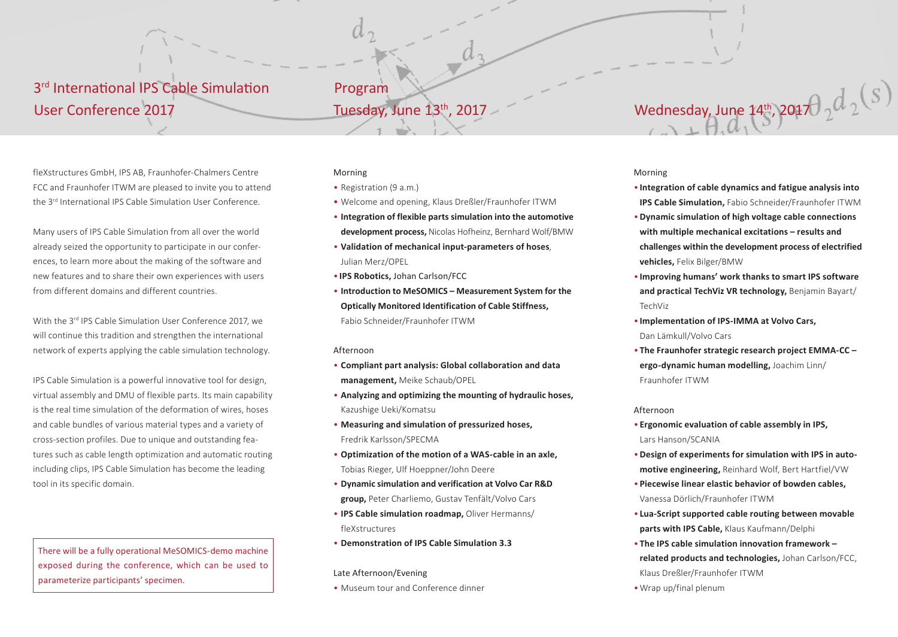# 3rd International IPS Cable Simulation User Conference 2017

fleXstructures GmbH, IPS AB, Fraunhofer-Chalmers Centre FCC and Fraunhofer ITWM are pleased to invite you to attend the 3rd International IPS Cable Simulation User Conference.

Many users of IPS Cable Simulation from all over the world already seized the opportunity to participate in our conferences, to learn more about the making of the software and new features and to share their own experiences with users from different domains and different countries.

With the 3rd IPS Cable Simulation User Conference 2017, we will continue this tradition and strengthen the international network of experts applying the cable simulation technology.

IPS Cable Simulation is a powerful innovative tool for design, virtual assembly and DMU of flexible parts. Its main capability is the real time simulation of the deformation of wires, hoses and cable bundles of various material types and a variety of cross-section profiles. Due to unique and outstanding features such as cable length optimization and automatic routing including clips, IPS Cable Simulation has become the leading tool in its specific domain.

There will be a fully operational MeSOMICS-demo machine exposed during the conference, which can be used to parameterize participants' specimen.

# Program

## Tuesday, June 13th, 2017

Morning

- Registration (9 a.m.)
- Welcome and opening, Klaus Dreßler/Fraunhofer ITWM
- **Integration of flexible parts simulation into the automotive development process,** Nicolas Hofheinz, Bernhard Wolf/BMW
- **Validation of mechanical input-parameters of hoses**, Julian Merz/OPEL
- **IPS Robotics,** Johan Carlson/FCC
- **Introduction to MeSOMICS – Measurement System for the Optically Monitored Identification of Cable Stiffness,** Fabio Schneider/Fraunhofer ITWM

Afternoon

- **Compliant part analysis: Global collaboration and data management,** Meike Schaub/OPEL
- **Analyzing and optimizing the mounting of hydraulic hoses,** Kazushige Ueki/Komatsu
- **Measuring and simulation of pressurized hoses,** Fredrik Karlsson/SPECMA
- **Optimization of the motion of a WAS-cable in an axle,** Tobias Rieger, Ulf Hoeppner/John Deere
- **Dynamic simulation and verification at Volvo Car R&D group,** Peter Charliemo, Gustav Tenfält/Volvo Cars
- **IPS Cable simulation roadmap,** Oliver Hermanns/fleXstructures
- **Demonstration of IPS Cable Simulation 3.3**

Late Afternoon/Evening

- Museum tour and Conference dinner

## Wednesday, June 14th, 2017

Morning

- **Integration of cable dynamics and fatigue analysis into IPS Cable Simulation,** Fabio Schneider/Fraunhofer ITWM
- **Dynamic simulation of high voltage cable connections with multiple mechanical excitations – results and challenges within the development process of electrified vehicles,** Felix Bilger/BMW
- **Improving humans' work thanks to smart IPS software and practical TechViz VR technology,** Benjamin Bayart/TechViz
- **Implementation of IPS-IMMA at Volvo Cars,** Dan Lämkull/Volvo Cars
- **The Fraunhofer strategic research project EMMA-CC – ergo-dynamic human modelling,** Joachim Linn/Fraunhofer ITWM

Afternoon

- **Ergonomic evaluation of cable assembly in IPS,** Lars Hanson/SCANIA
- **Design of experiments for simulation with IPS in automotive engineering,** Reinhard Wolf, Bert Hartfiel/VW
- **Piecewise linear elastic behavior of bowden cables,** Vanessa Dörlich/Fraunhofer ITWM
- **Lua-Script supported cable routing between movable parts with IPS Cable,** Klaus Kaufmann/Delphi
- **The IPS cable simulation innovation framework – related products and technologies,** Johan Carlson/FCC, Klaus Dreßler/Fraunhofer ITWM
- Wrap up/final plenum